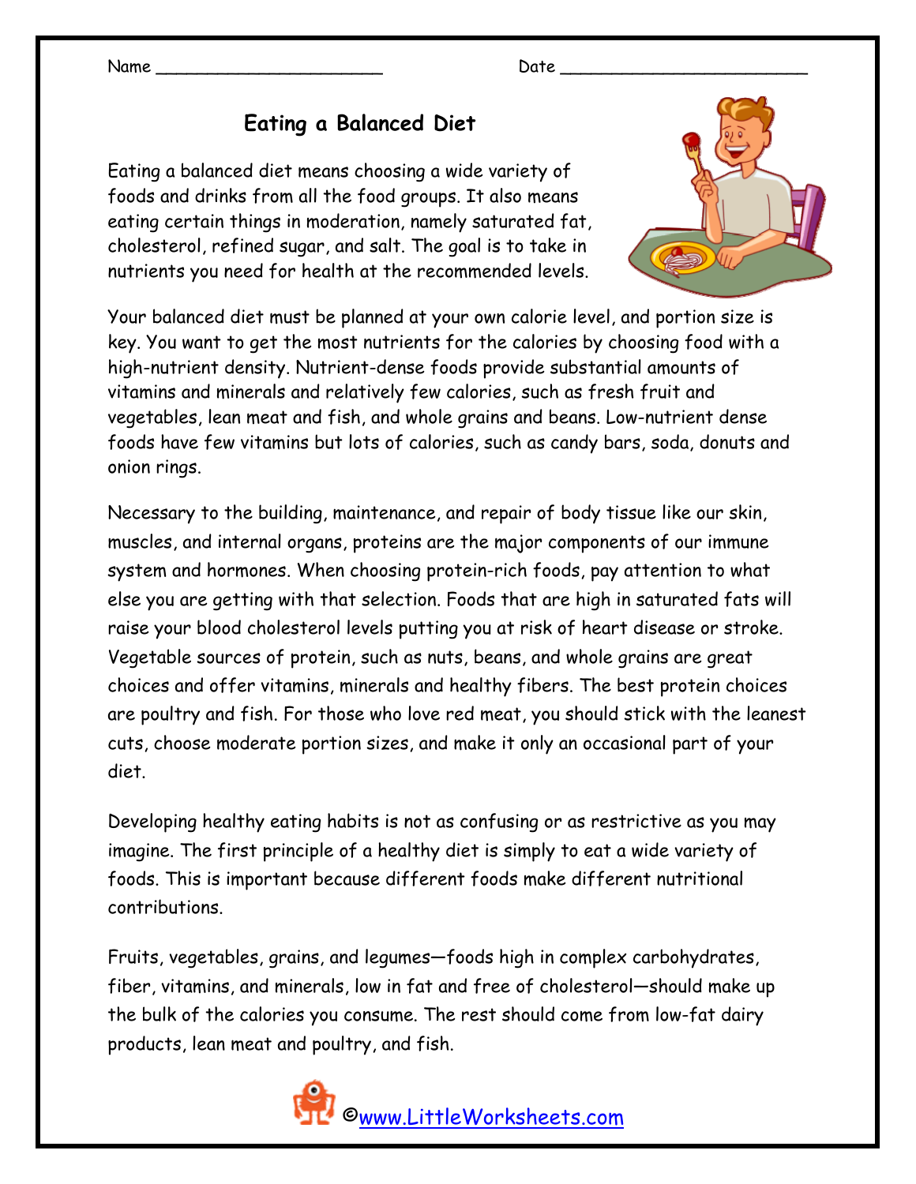Name ______________________ Date ________________________

# Eating a Balanced Diet

Eating a balanced diet means choosing a wide variety of foods and drinks from all the food groups. It also means eating certain things in moderation, namely saturated fat, cholesterol, refined sugar, and salt. The goal is to take in nutrients you need for health at the recommended levels.

Your balanced diet must be planned at your own calorie level, and portion size is key. You want to get the most nutrients for the calories by choosing food with a high-nutrient density. Nutrient-dense foods provide substantial amounts of vitamins and minerals and relatively few calories, such as fresh fruit and vegetables, lean meat and fish, and whole grains and beans. Low-nutrient dense foods have few vitamins but lots of calories, such as candy bars, soda, donuts and onion rings.

Necessary to the building, maintenance, and repair of body tissue like our skin, muscles, and internal organs, proteins are the major components of our immune system and hormones. When choosing protein-rich foods, pay attention to what else you are getting with that selection. Foods that are high in saturated fats will raise your blood cholesterol levels putting you at risk of heart disease or stroke. Vegetable sources of protein, such as nuts, beans, and whole grains are great choices and offer vitamins, minerals and healthy fibers. The best protein choices are poultry and fish. For those who love red meat, you should stick with the leanest cuts, choose moderate portion sizes, and make it only an occasional part of your diet.

Developing healthy eating habits is not as confusing or as restrictive as you may imagine. The first principle of a healthy diet is simply to eat a wide variety of foods. This is important because different foods make different nutritional contributions.

Fruits, vegetables, grains, and legumes—foods high in complex carbohydrates, fiber, vitamins, and minerals, low in fat and free of cholesterol—should make up the bulk of the calories you consume. The rest should come from low-fat dairy products, lean meat and poultry, and fish.

©www.LittleWorksheets.com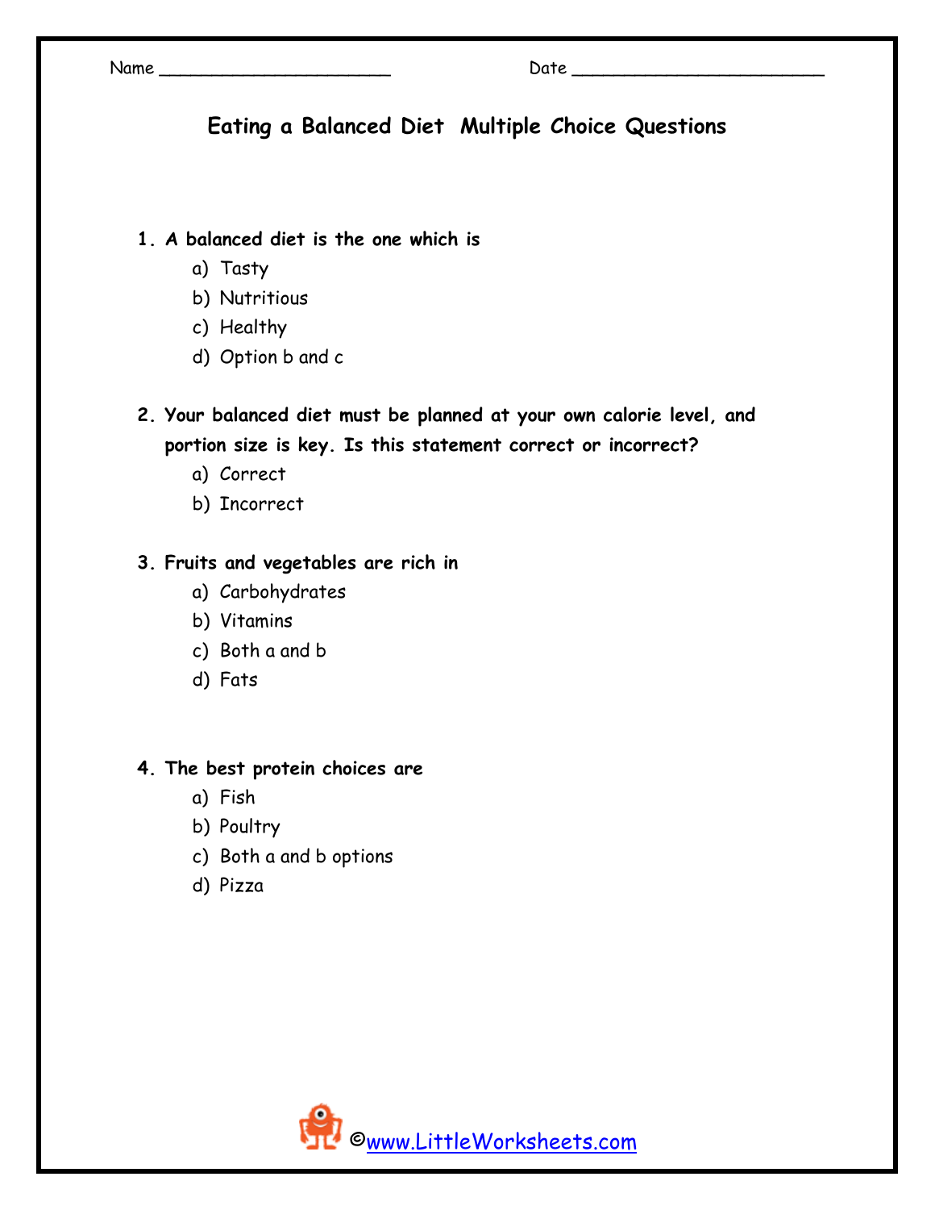Name ______________________ Date ________________________

## Eating a Balanced Diet Multiple Choice Questions

**1. A balanced diet is the one which is**

a) Tasty
b) Nutritious
c) Healthy
d) Option b and c

**2. Your balanced diet must be planned at your own calorie level, and portion size is key. Is this statement correct or incorrect?**

a) Correct
b) Incorrect

**3. Fruits and vegetables are rich in**

a) Carbohydrates
b) Vitamins
c) Both a and b
d) Fats

**4. The best protein choices are**

a) Fish
b) Poultry
c) Both a and b options
d) Pizza

©www.LittleWorksheets.com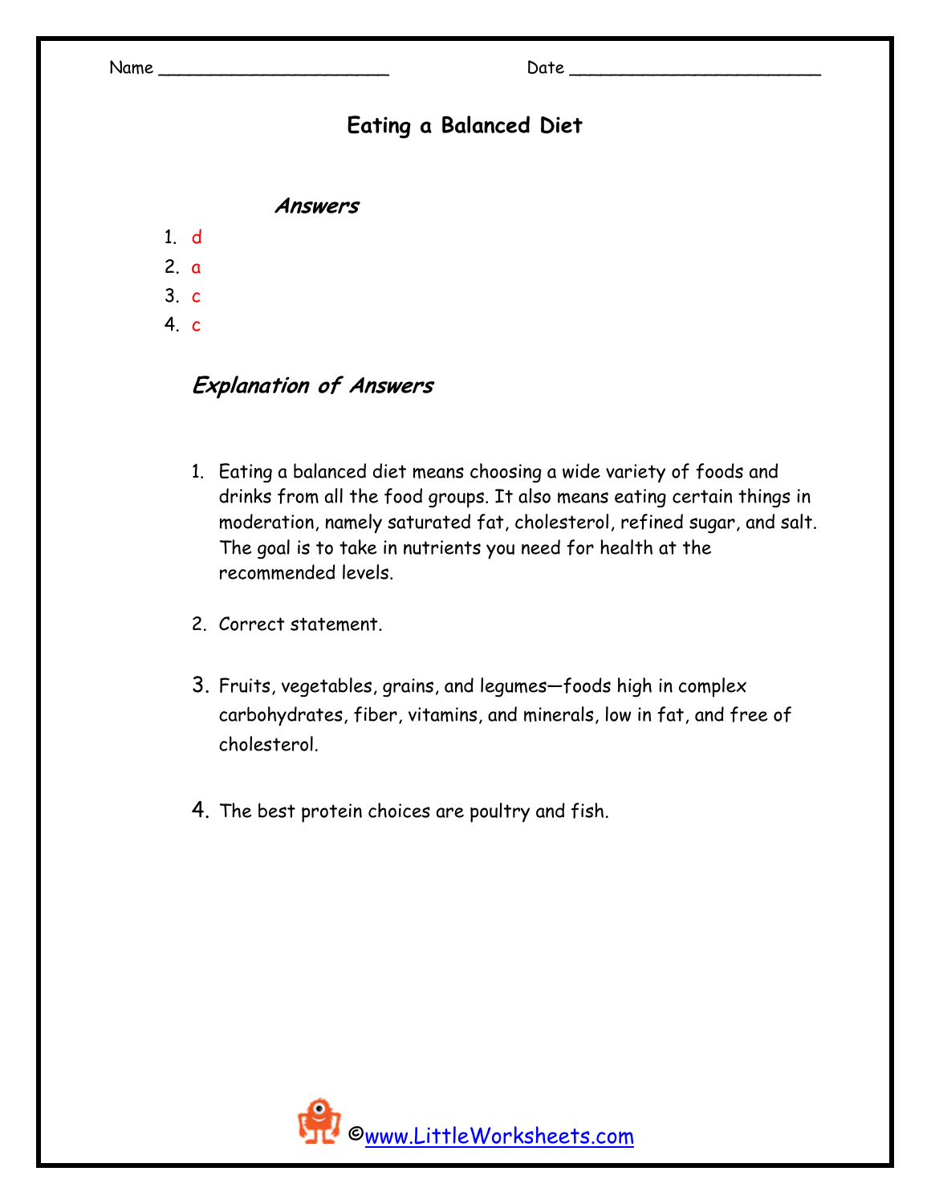Name ______________________ Date ________________________

# Eating a Balanced Diet

## *Answers*

1. d
2. a
3. c
4. c

## *Explanation of Answers*

1. Eating a balanced diet means choosing a wide variety of foods and drinks from all the food groups. It also means eating certain things in moderation, namely saturated fat, cholesterol, refined sugar, and salt. The goal is to take in nutrients you need for health at the recommended levels.

2. Correct statement.

3. Fruits, vegetables, grains, and legumes—foods high in complex carbohydrates, fiber, vitamins, and minerals, low in fat, and free of cholesterol.

4. The best protein choices are poultry and fish.

©www.LittleWorksheets.com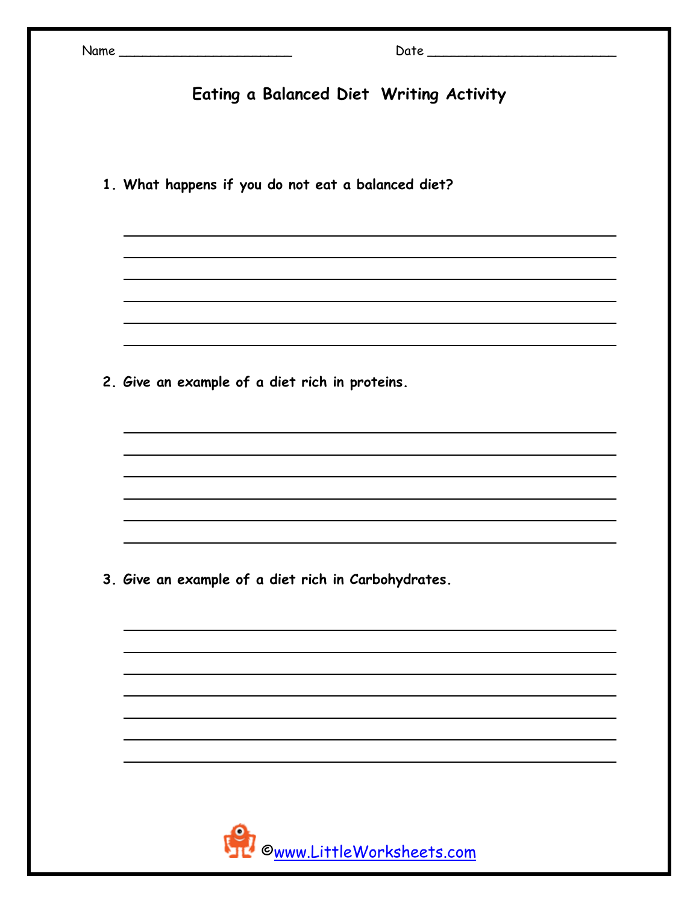Name ______________________ Date ________________________

# Eating a Balanced Diet Writing Activity

1. What happens if you do not eat a balanced diet?

______________________________________________________________________
______________________________________________________________________
______________________________________________________________________
______________________________________________________________________
______________________________________________________________________
______________________________________________________________________

2. Give an example of a diet rich in proteins.

______________________________________________________________________
______________________________________________________________________
______________________________________________________________________
______________________________________________________________________
______________________________________________________________________
______________________________________________________________________

3. Give an example of a diet rich in Carbohydrates.

______________________________________________________________________
______________________________________________________________________
______________________________________________________________________
______________________________________________________________________
______________________________________________________________________
______________________________________________________________________
______________________________________________________________________

©www.LittleWorksheets.com